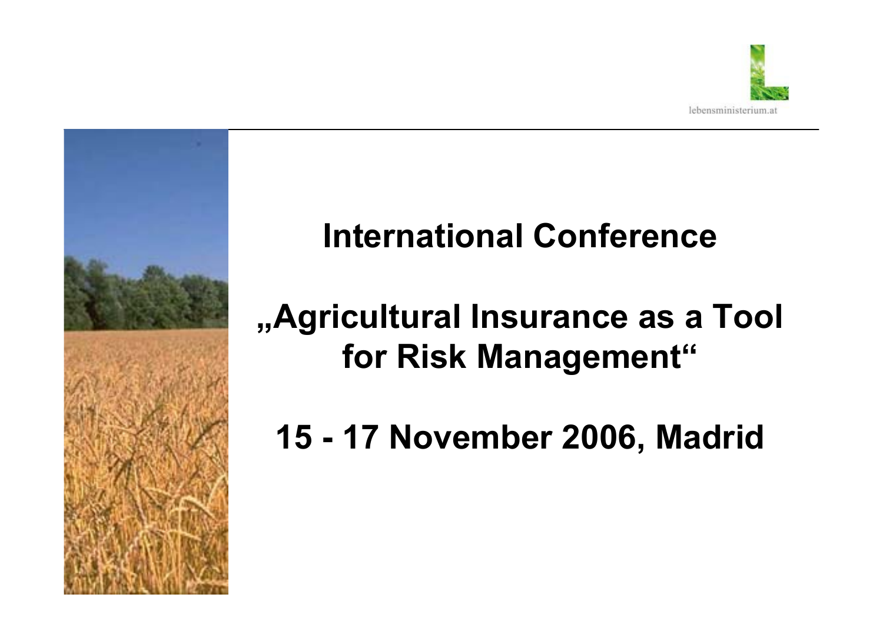lebensministerium.at

# International Conference

# „Agricultural Insurance as a Tool for Risk Management“

# 15 - 17 November 2006, Madrid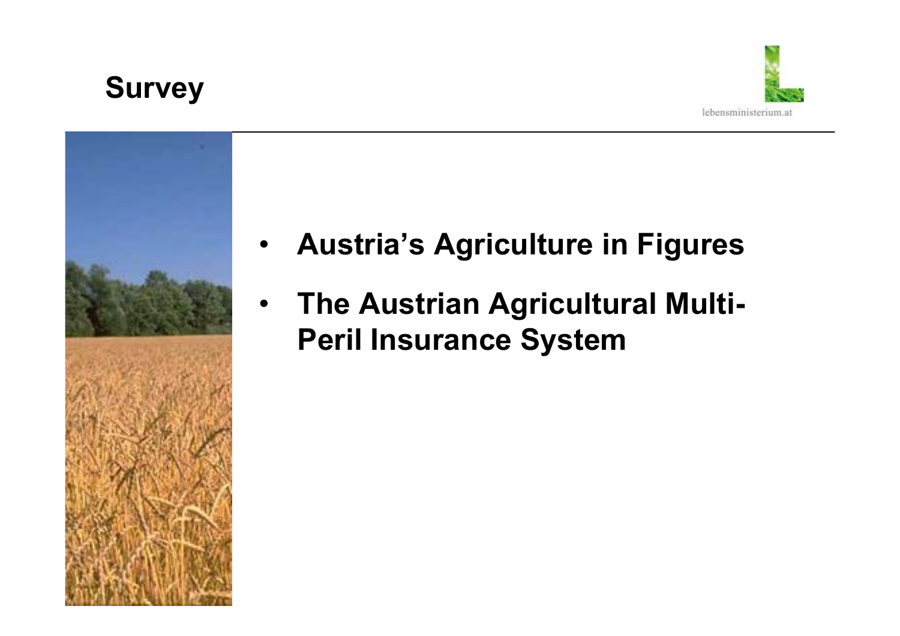# Survey

- **Austria's Agriculture in Figures**
- **The Austrian Agricultural Multi-Peril Insurance System**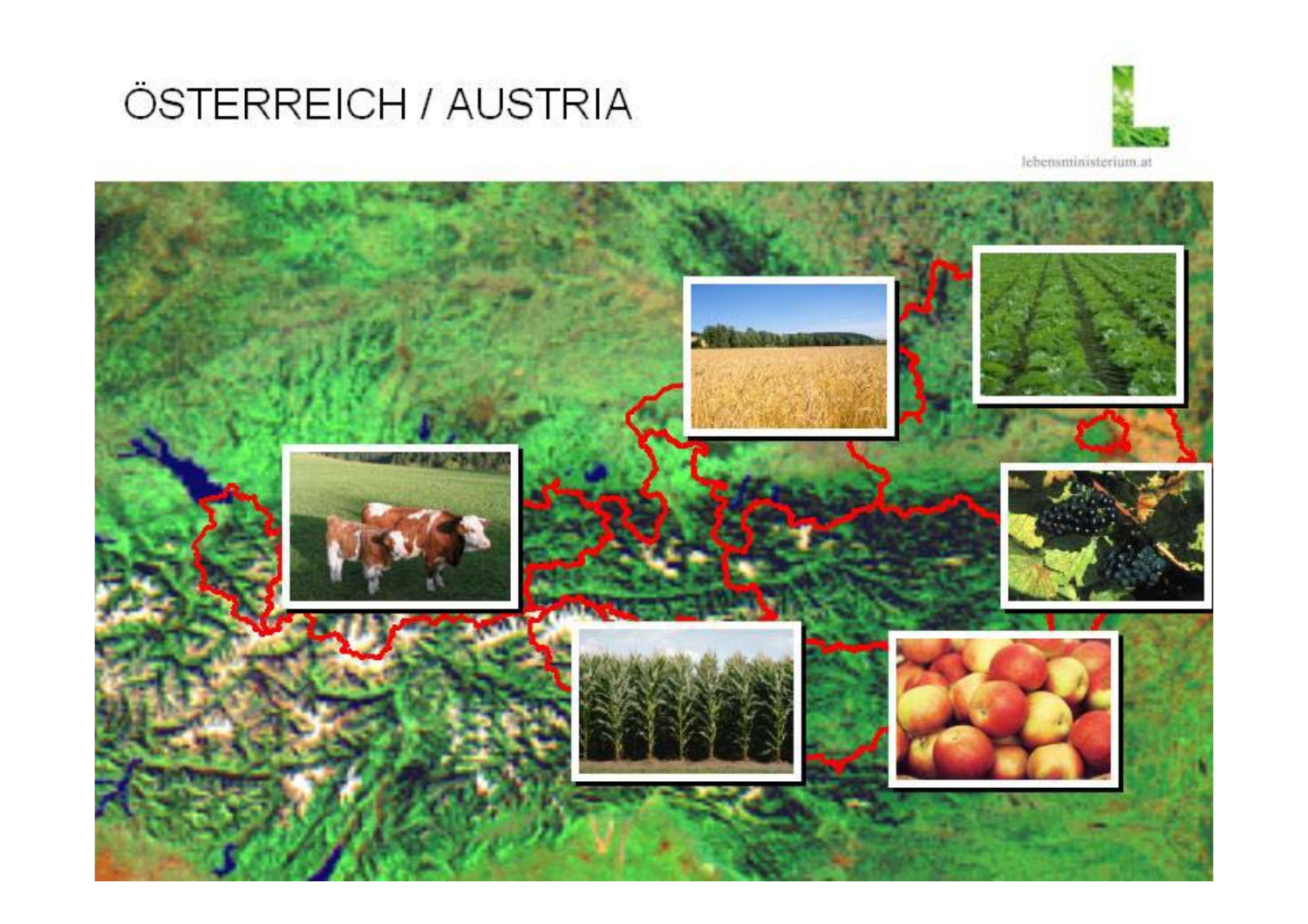# ÖSTERREICH / AUSTRIA

lebensministerium.at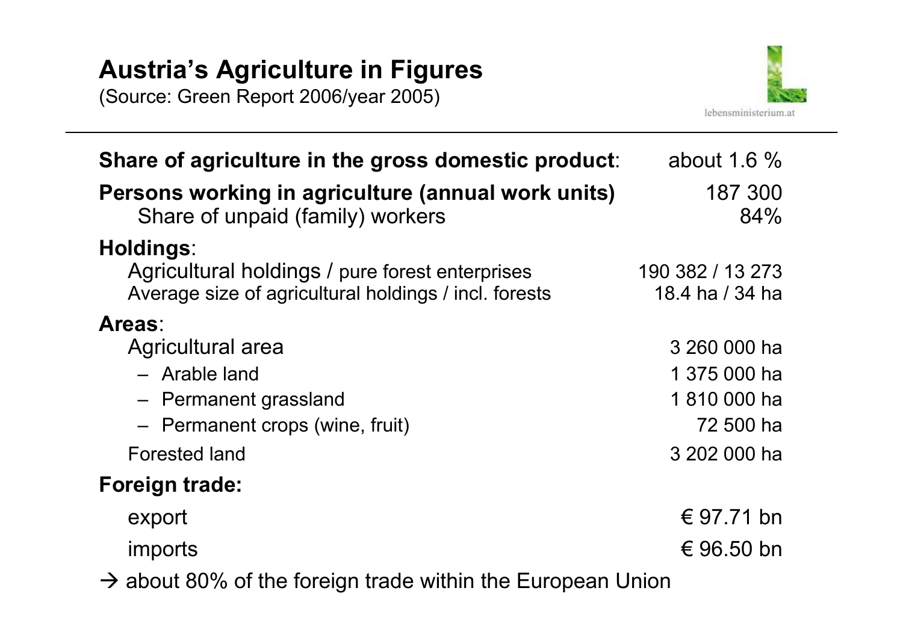# Austria's Agriculture in Figures

(Source: Green Report 2006/year 2005)

| | |
|---|---|
| **Share of agriculture in the gross domestic product**: | about 1.6 % |
| **Persons working in agriculture (annual work units)** | 187 300 |
| Share of unpaid (family) workers | 84% |
| **Holdings**: | |
| Agricultural holdings / pure forest enterprises | 190 382 / 13 273 |
| Average size of agricultural holdings / incl. forests | 18.4 ha / 34 ha |
| **Areas**: | |
| Agricultural area | 3 260 000 ha |
| – Arable land | 1 375 000 ha |
| – Permanent grassland | 1 810 000 ha |
| – Permanent crops (wine, fruit) | 72 500 ha |
| Forested land | 3 202 000 ha |
| **Foreign trade:** | |
| export | € 97.71 bn |
| imports | € 96.50 bn |

→ about 80% of the foreign trade within the European Union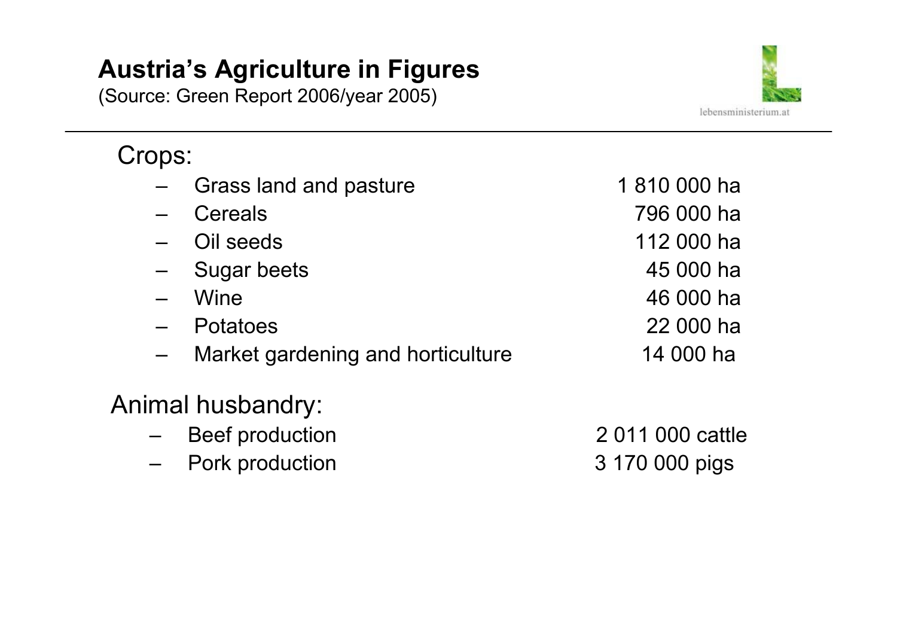# Austria's Agriculture in Figures

(Source: Green Report 2006/year 2005)

lebensministerium.at

## Crops:

| | |
|---|---|
| – Grass land and pasture | 1 810 000 ha |
| – Cereals | 796 000 ha |
| – Oil seeds | 112 000 ha |
| – Sugar beets | 45 000 ha |
| – Wine | 46 000 ha |
| – Potatoes | 22 000 ha |
| – Market gardening and horticulture | 14 000 ha |

## Animal husbandry:

| | |
|---|---|
| – Beef production | 2 011 000 cattle |
| – Pork production | 3 170 000 pigs |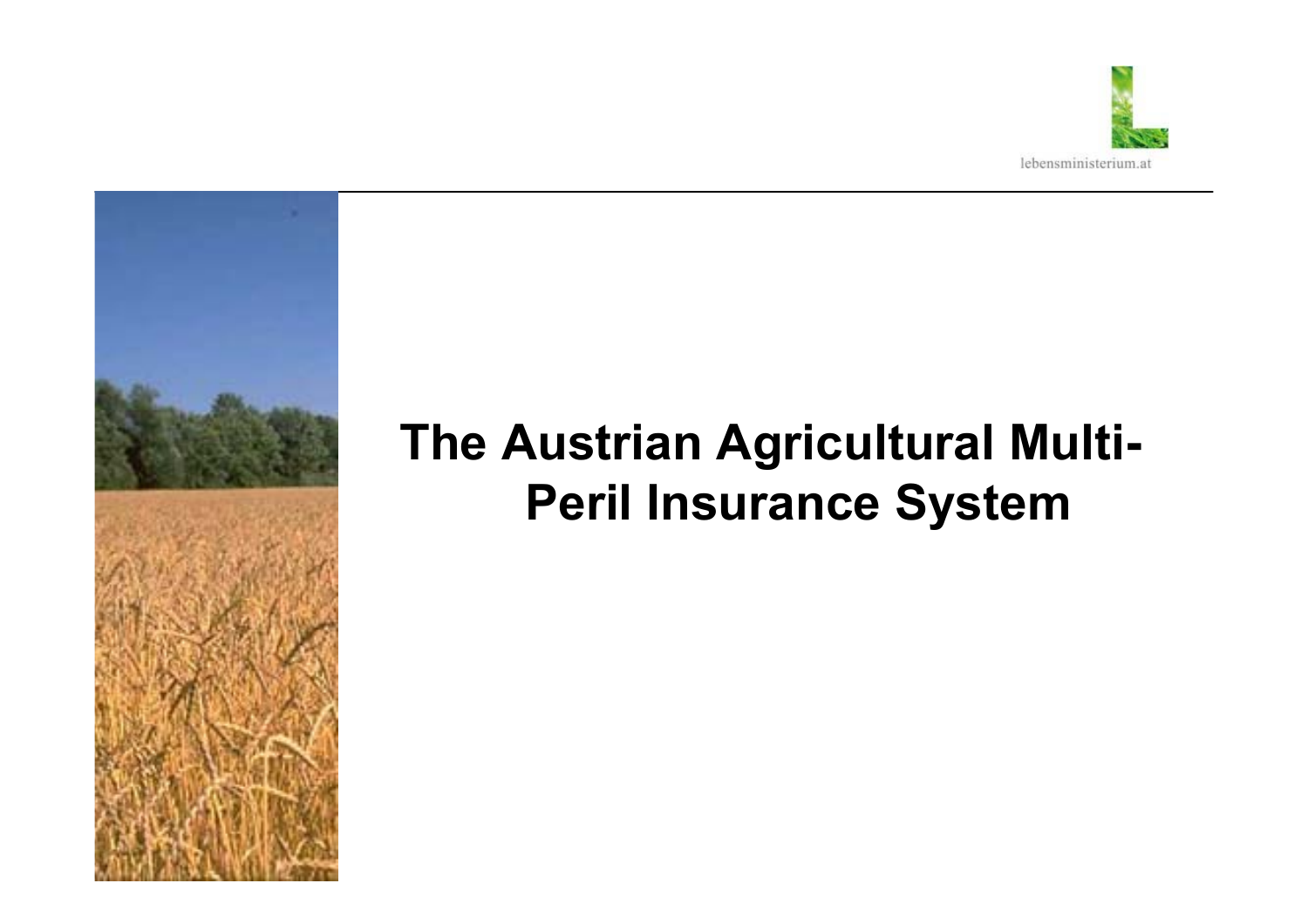# The Austrian Agricultural Multi-Peril Insurance System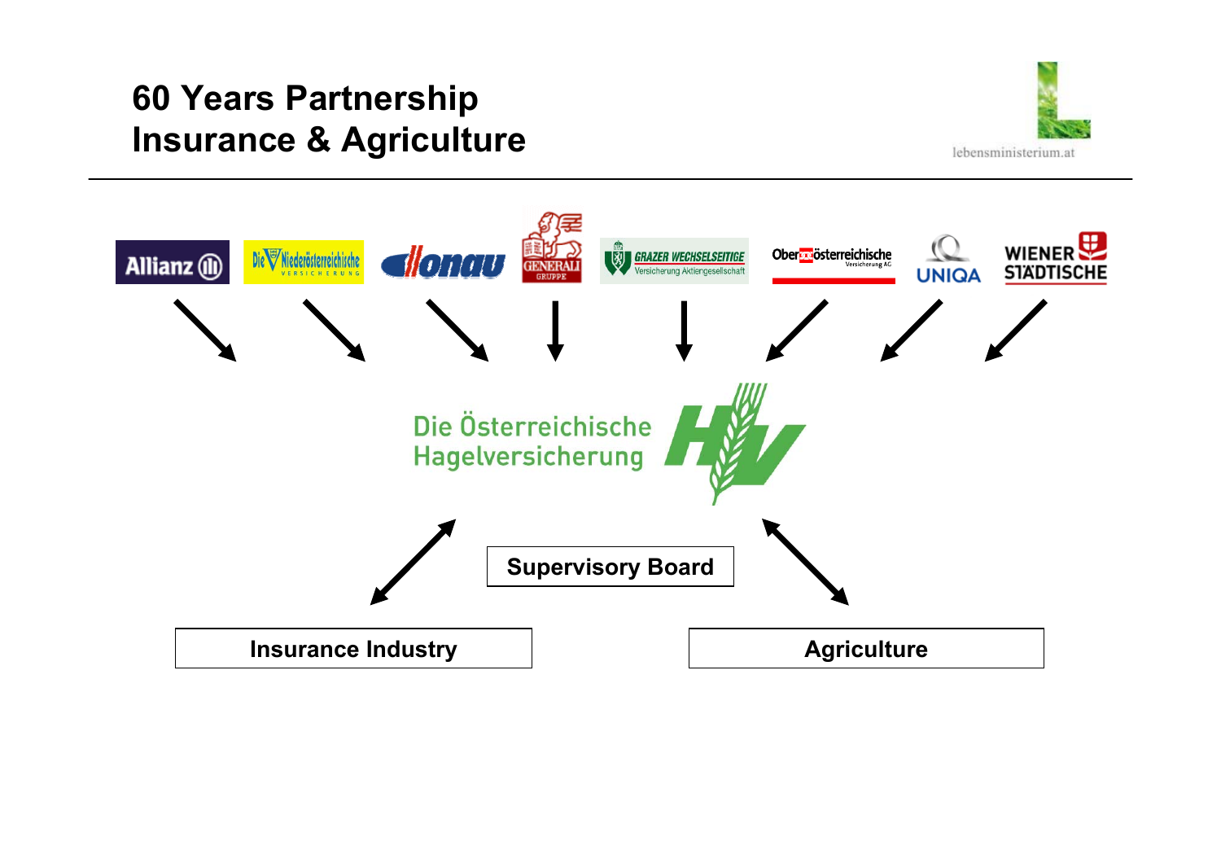# 60 Years Partnership Insurance & Agriculture

Allianz | Die Niederösterreichische Versicherung | Donau | Generali Gruppe | Grazer Wechselseitige Versicherung Aktiengesellschaft | Oberösterreichische Versicherung AG | UNIQA | Wiener Städtische

Die Österreichische Hagelversicherung

Supervisory Board

Insurance Industry

Agriculture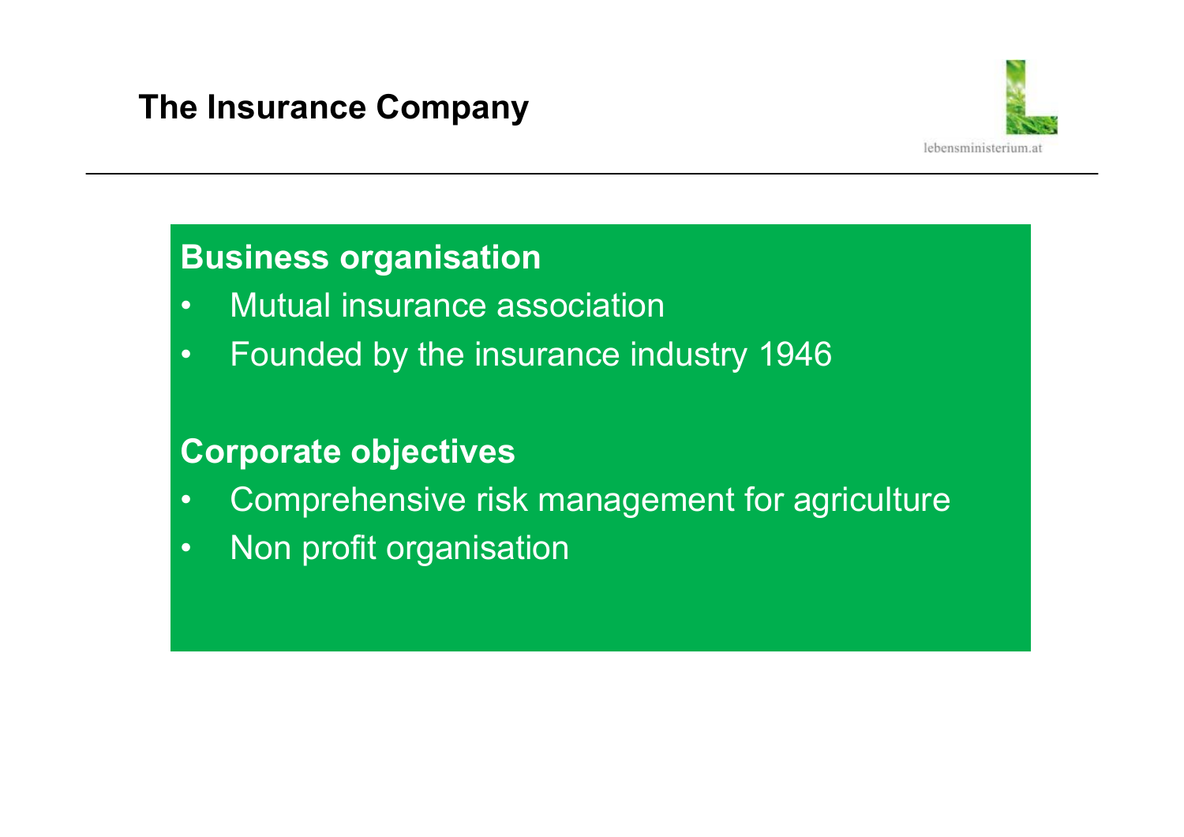# The Insurance Company

lebensministerium.at

## Business organisation

- Mutual insurance association
- Founded by the insurance industry 1946

## Corporate objectives

- Comprehensive risk management for agriculture
- Non profit organisation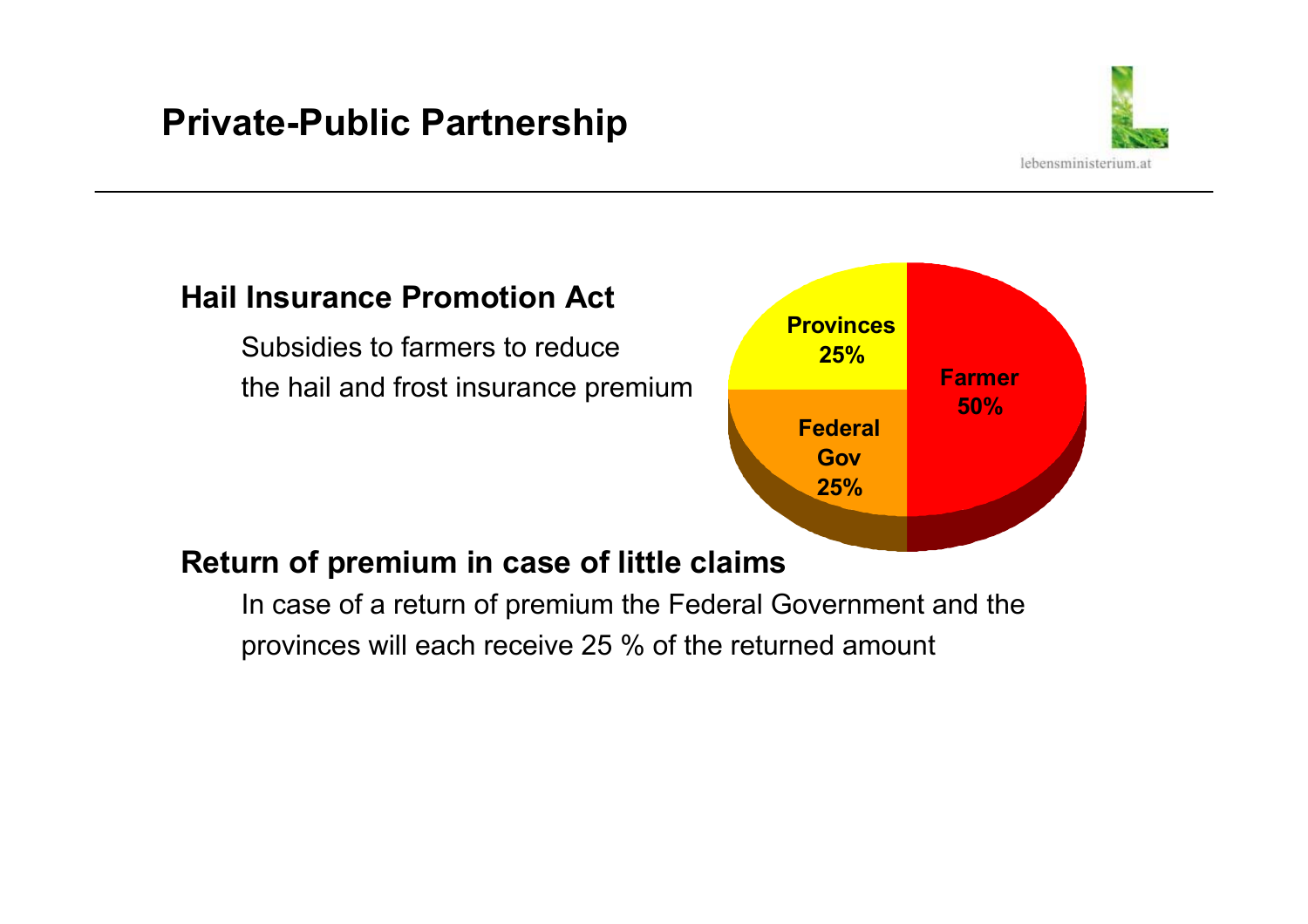# Private-Public Partnership

## Hail Insurance Promotion Act

Subsidies to farmers to reduce the hail and frost insurance premium

Provinces 25%

Farmer 50%

Federal Gov 25%

## Return of premium in case of little claims

In case of a return of premium the Federal Government and the provinces will each receive 25 % of the returned amount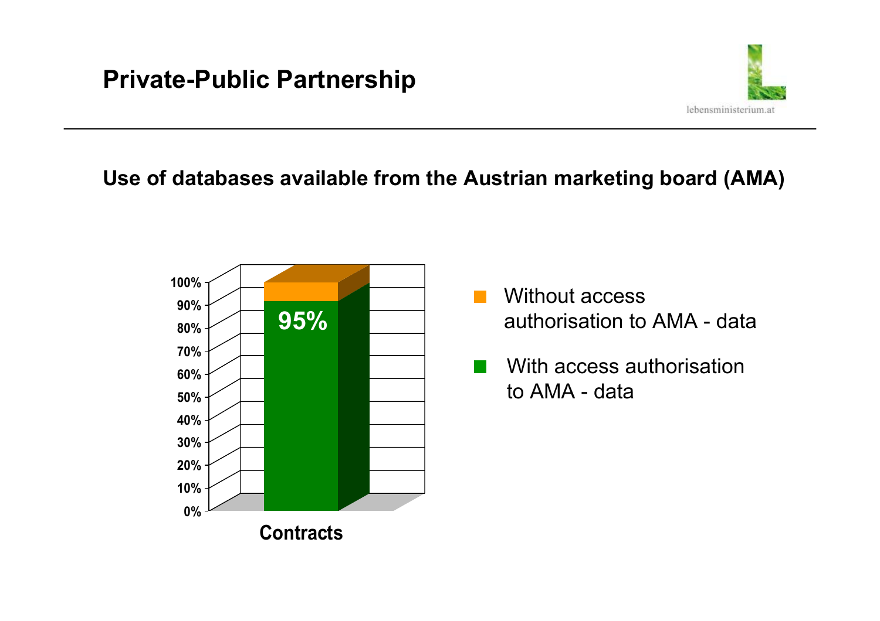# Private-Public Partnership

## Use of databases available from the Austrian marketing board (AMA)

100%
90%
80%
70%
60%
50%
40%
30%
20%
10%
0%

95%

Contracts

- Without access authorisation to AMA - data
- With access authorisation to AMA - data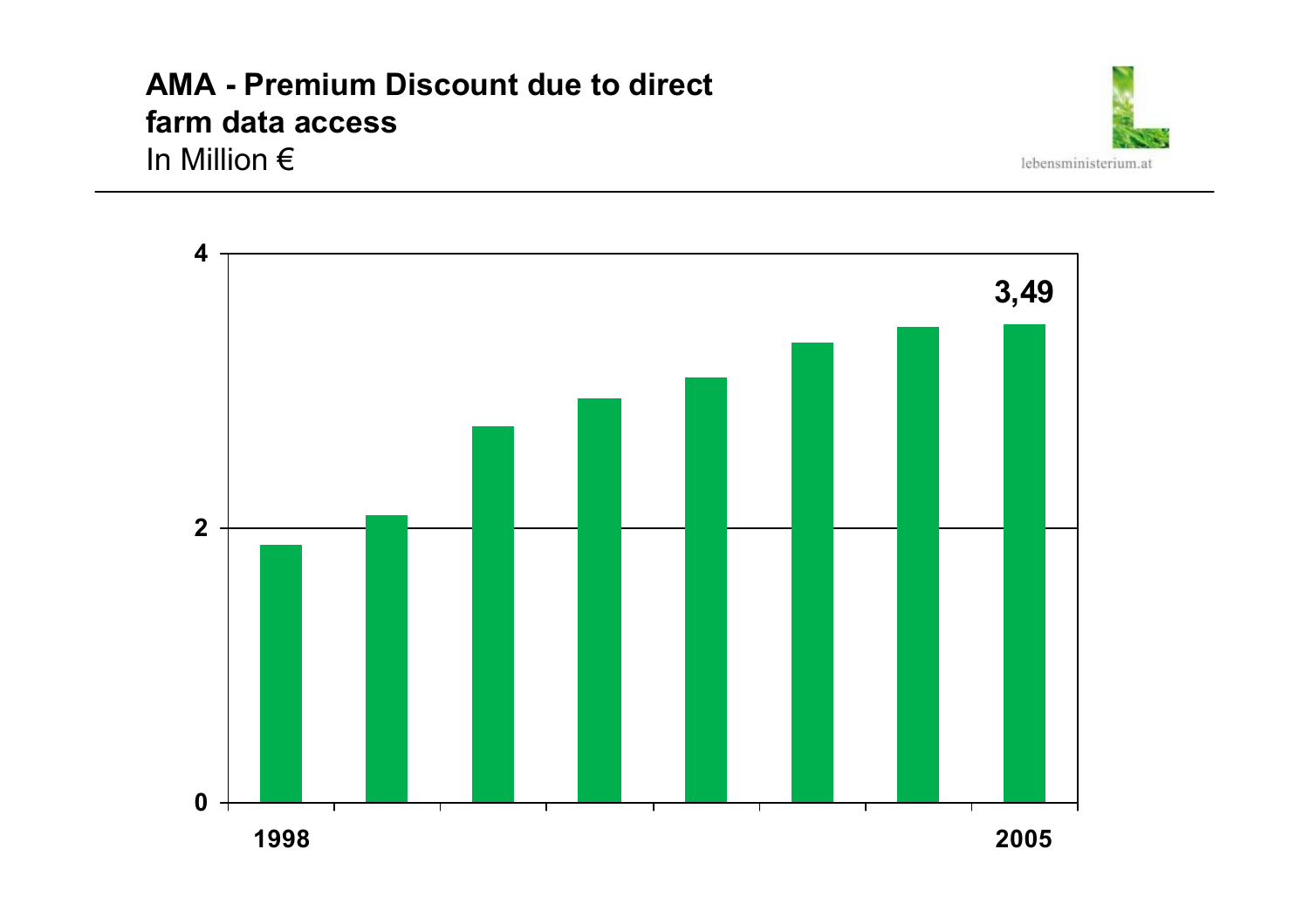# AMA - Premium Discount due to direct farm data access

In Million €

| | |
|---|---|
| 4 | |
| | 3,49 |
| 2 | |
| 0 | |
| 1998 | 2005 |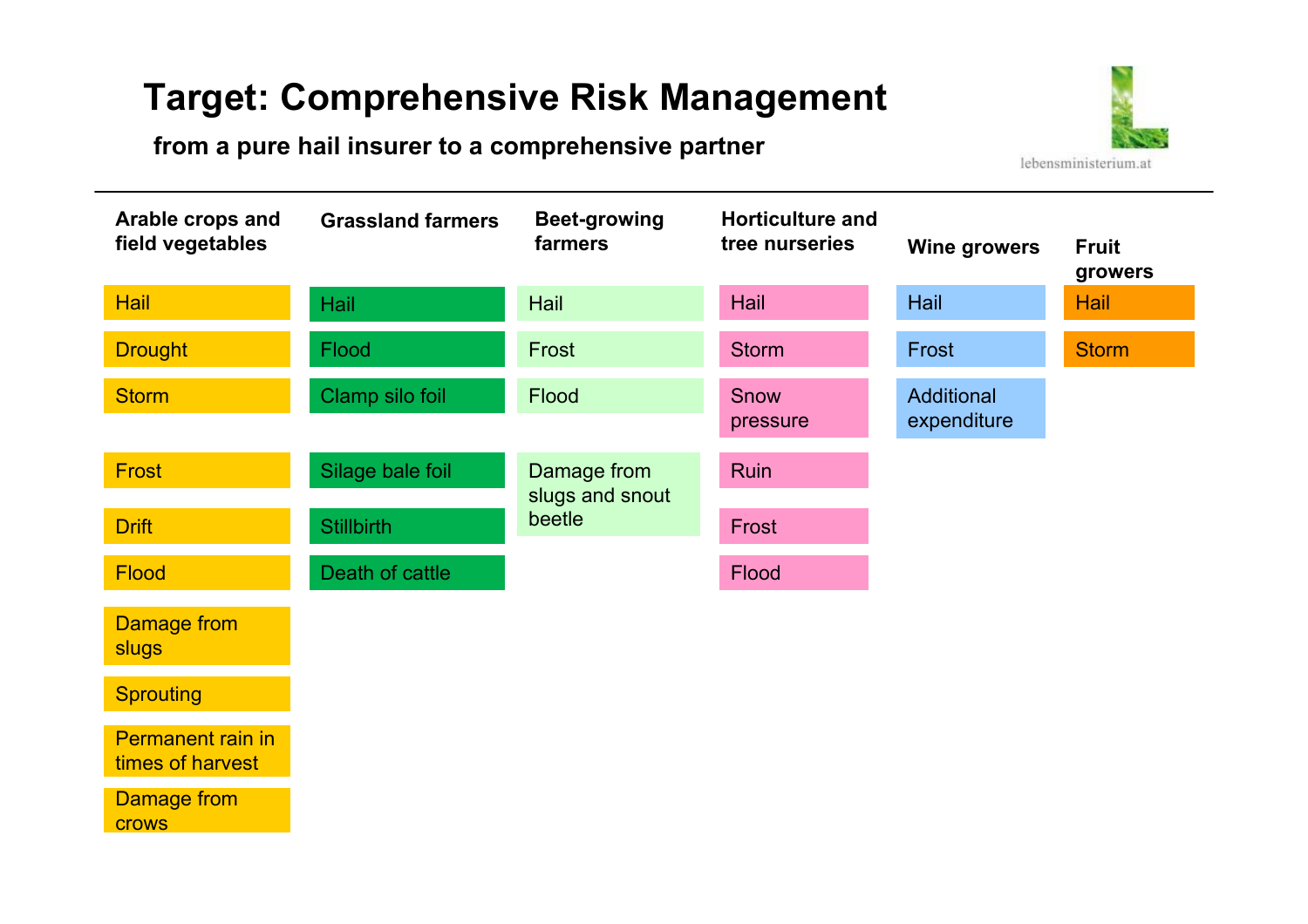# Target: Comprehensive Risk Management

**from a pure hail insurer to a comprehensive partner**

lebensministerium.at

| Arable crops and field vegetables | Grassland farmers | Beet-growing farmers | Horticulture and tree nurseries | Wine growers | Fruit growers |
|---|---|---|---|---|---|
| Hail | Hail | Hail | Hail | Hail | Hail |
| Drought | Flood | Frost | Storm | Frost | Storm |
| Storm | Clamp silo foil | Flood | Snow pressure | Additional expenditure | |
| Frost | Silage bale foil | Damage from slugs and snout beetle | Ruin | | |
| Drift | Stillbirth | | Frost | | |
| Flood | Death of cattle | | Flood | | |
| Damage from slugs | | | | | |
| Sprouting | | | | | |
| Permanent rain in times of harvest | | | | | |
| Damage from crows | | | | | |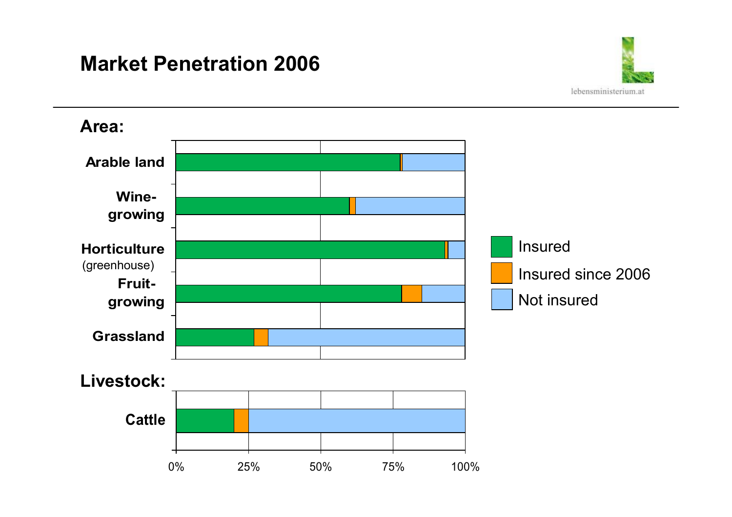# Market Penetration 2006

## Area:

- Arable land
- Wine-growing
- Horticulture (greenhouse)
- Fruit-growing
- Grassland

## Livestock:

- Cattle

0% 25% 50% 75% 100%

- Insured
- Insured since 2006
- Not insured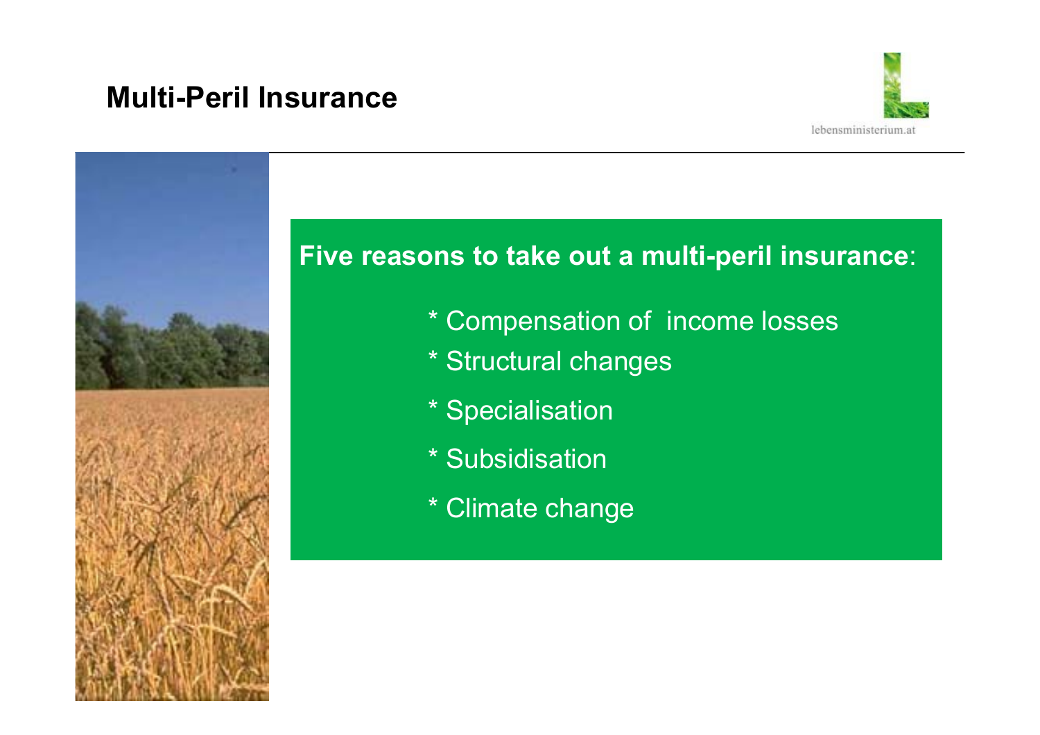# Multi-Peril Insurance

**Five reasons to take out a multi-peril insurance**:

* Compensation of income losses
* Structural changes
* Specialisation
* Subsidisation
* Climate change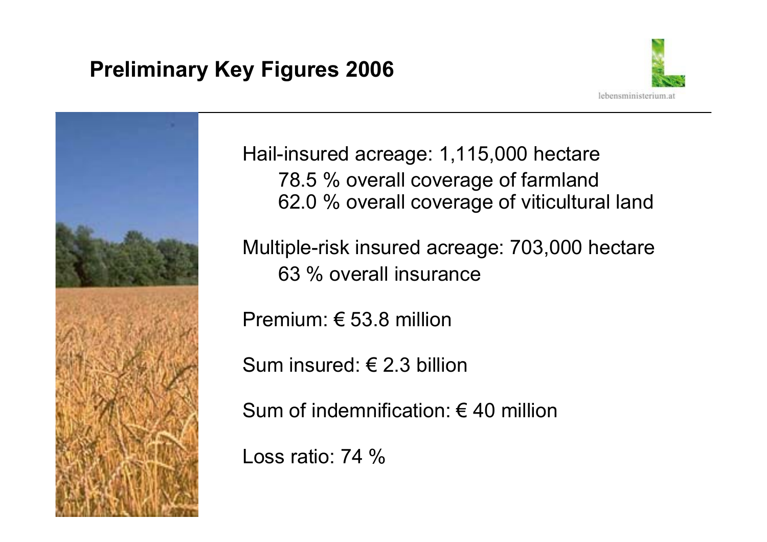# Preliminary Key Figures 2006

Hail-insured acreage: 1,115,000 hectare

- 78.5 % overall coverage of farmland
- 62.0 % overall coverage of viticultural land

Multiple-risk insured acreage: 703,000 hectare

- 63 % overall insurance

Premium: € 53.8 million

Sum insured: € 2.3 billion

Sum of indemnification: € 40 million

Loss ratio: 74 %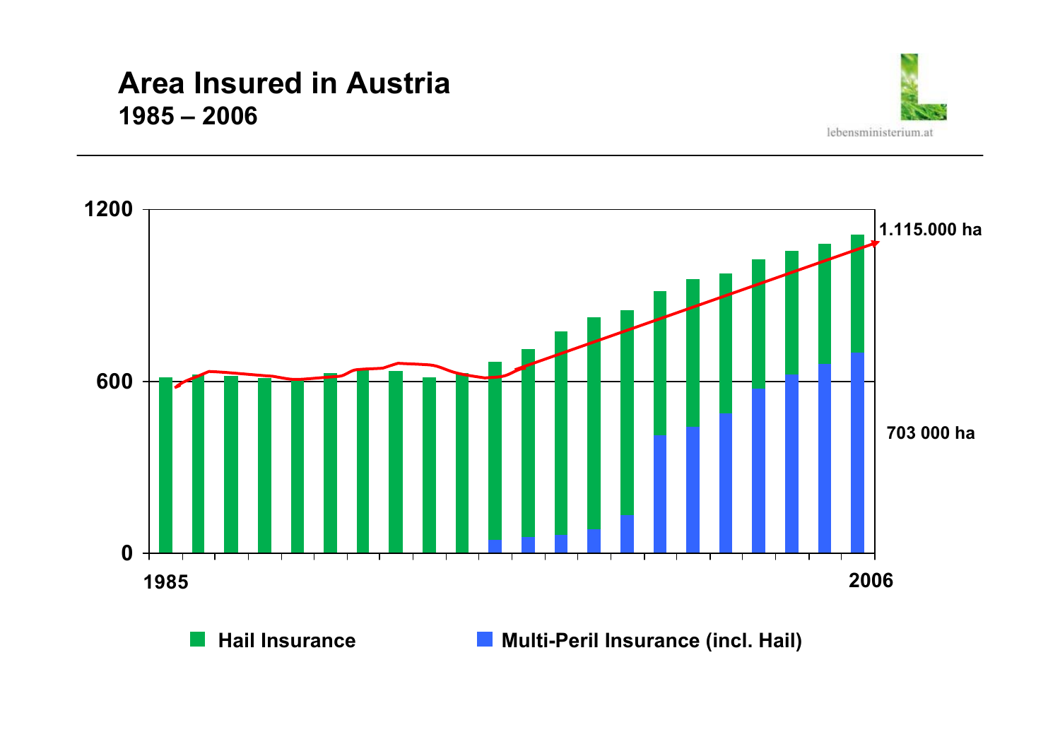# Area Insured in Austria

**1985 – 2006**

lebensministerium.at

1200

600

0

1985

2006

1.115.000 ha

703 000 ha

Hail Insurance

Multi-Peril Insurance (incl. Hail)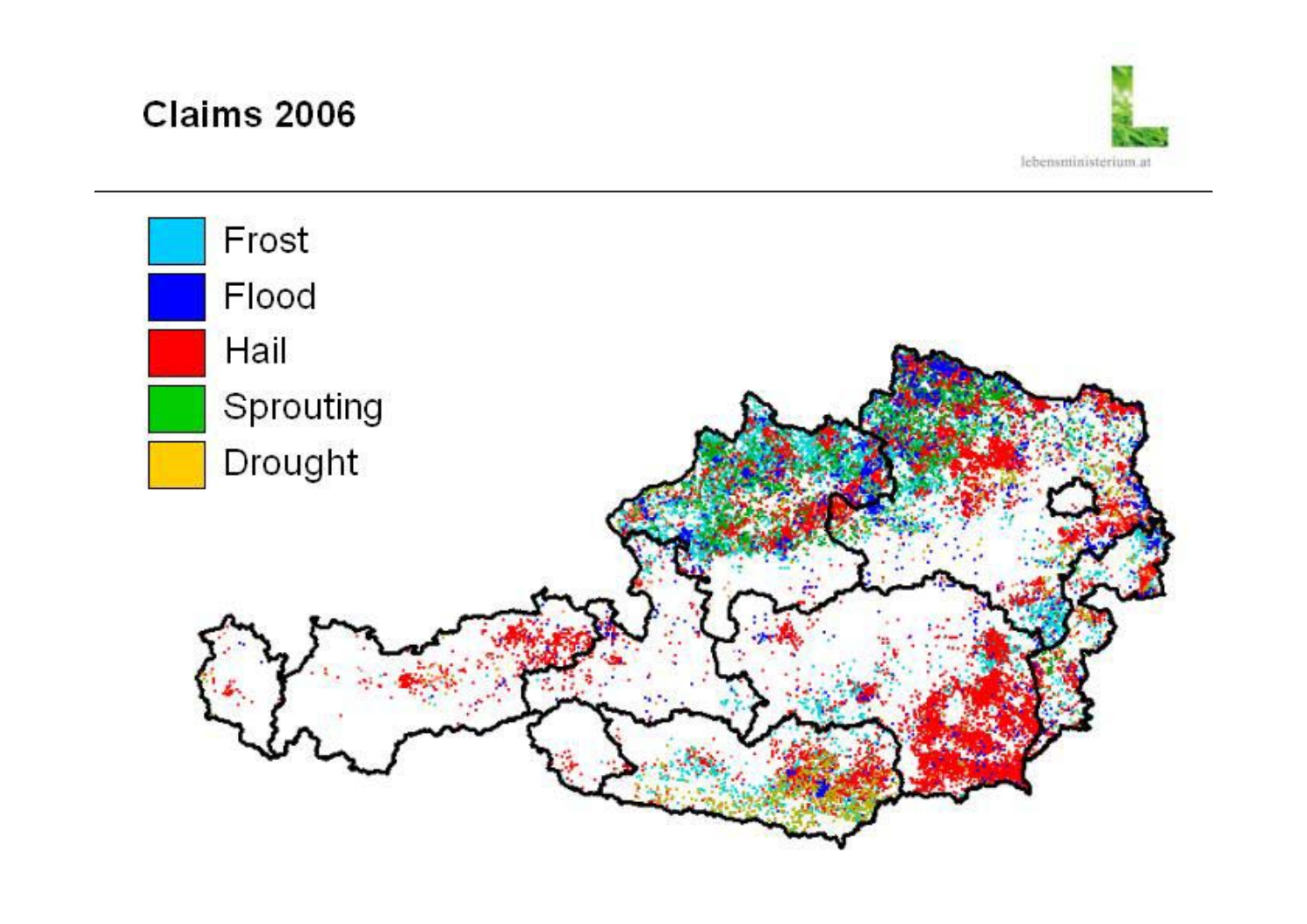## Claims 2006

- Frost
- Flood
- Hail
- Sprouting
- Drought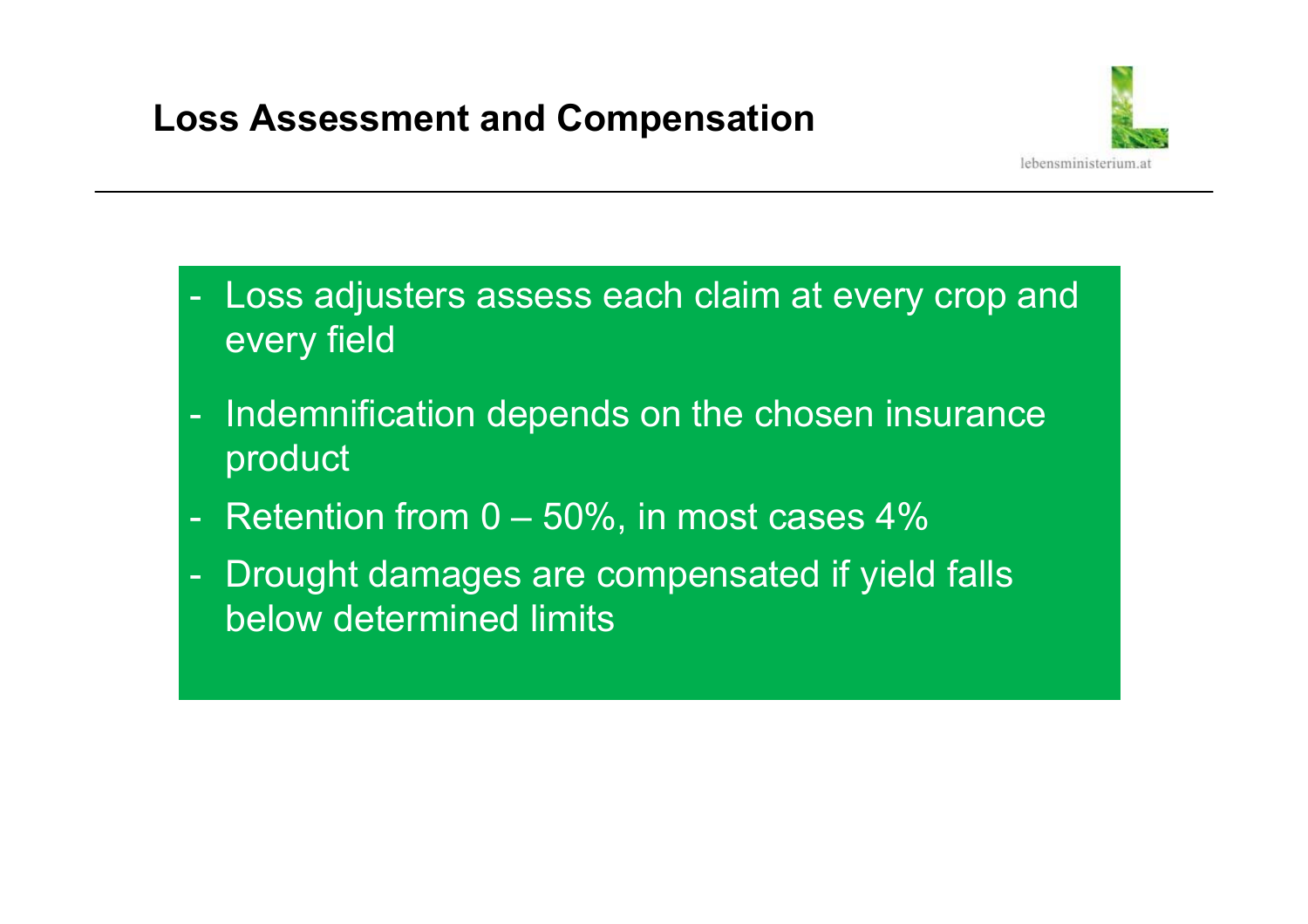# Loss Assessment and Compensation

- Loss adjusters assess each claim at every crop and every field
- Indemnification depends on the chosen insurance product
- Retention from 0 – 50%, in most cases 4%
- Drought damages are compensated if yield falls below determined limits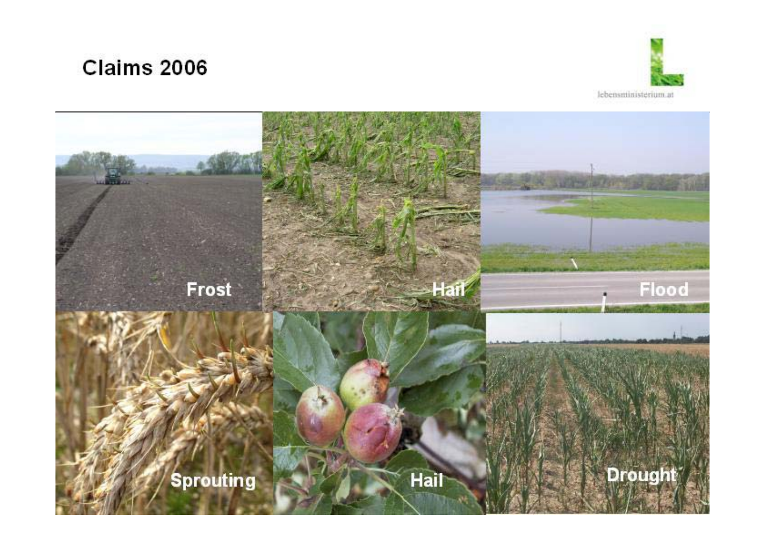# Claims 2006

lebensministerium.at

Frost

Hail

Flood

Sprouting

Hail

Drought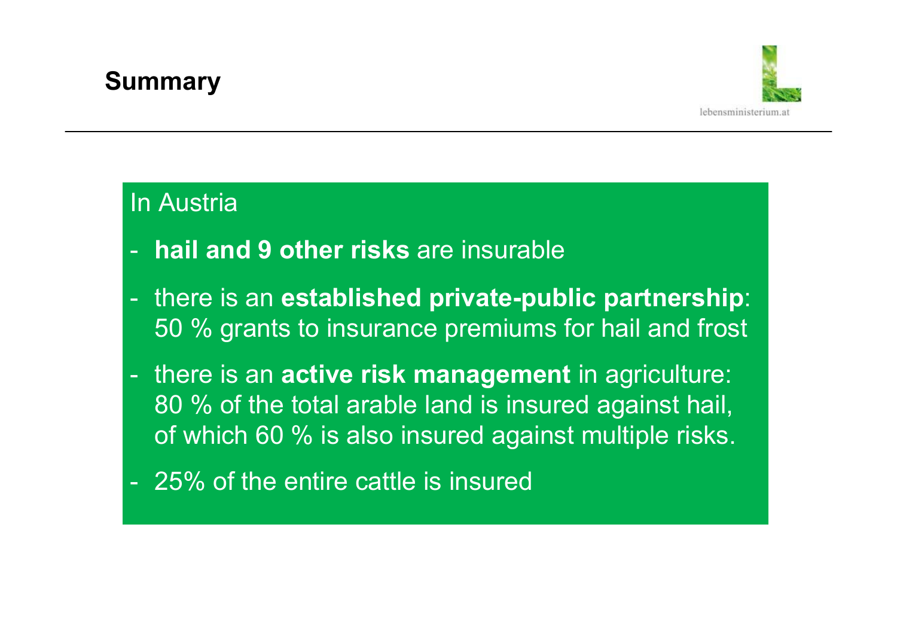# Summary

In Austria

- **hail and 9 other risks** are insurable
- there is an **established private-public partnership**: 50 % grants to insurance premiums for hail and frost
- there is an **active risk management** in agriculture: 80 % of the total arable land is insured against hail, of which 60 % is also insured against multiple risks.
- 25% of the entire cattle is insured